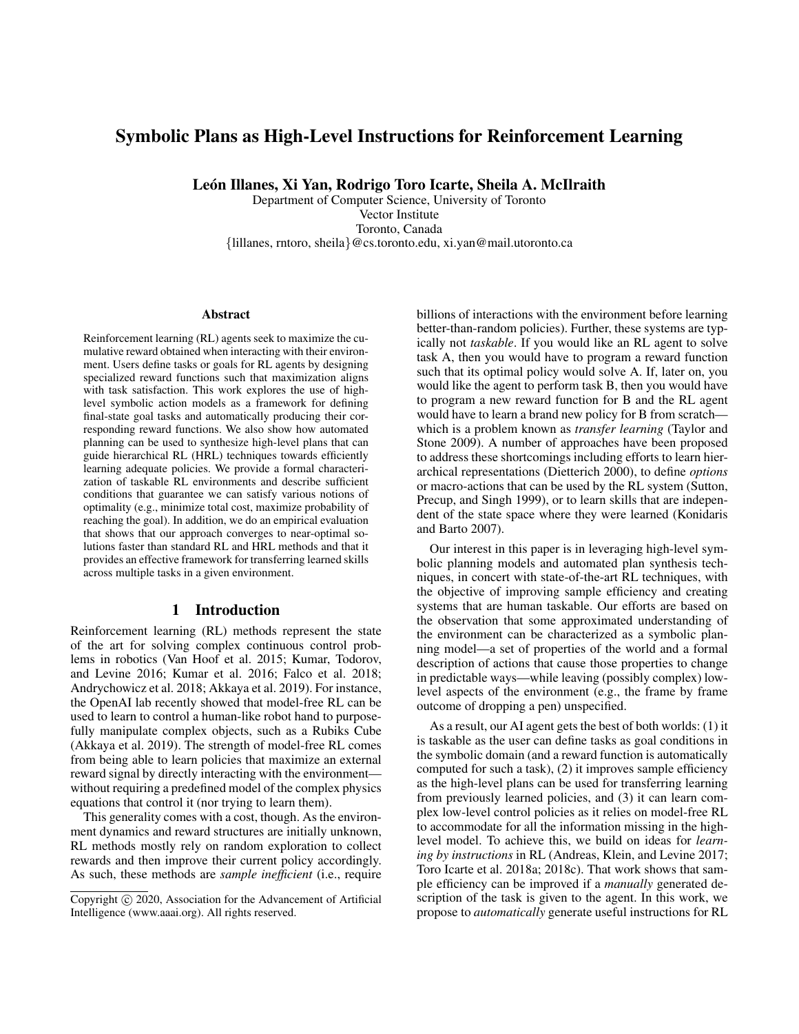# Symbolic Plans as High-Level Instructions for Reinforcement Learning

**León Illanes, Xi Yan, Rodrigo Toro Icarte, Sheila A. McIlraith**

Department of Computer Science, University of Toronto
Vector Institute
Toronto, Canada
{lillanes, rntoro, sheila}@cs.toronto.edu, xi.yan@mail.utoronto.ca

## Abstract

Reinforcement learning (RL) agents seek to maximize the cumulative reward obtained when interacting with their environment. Users define tasks or goals for RL agents by designing specialized reward functions such that maximization aligns with task satisfaction. This work explores the use of high-level symbolic action models as a framework for defining final-state goal tasks and automatically producing their corresponding reward functions. We also show how automated planning can be used to synthesize high-level plans that can guide hierarchical RL (HRL) techniques towards efficiently learning adequate policies. We provide a formal characterization of taskable RL environments and describe sufficient conditions that guarantee we can satisfy various notions of optimality (e.g., minimize total cost, maximize probability of reaching the goal). In addition, we do an empirical evaluation that shows that our approach converges to near-optimal solutions faster than standard RL and HRL methods and that it provides an effective framework for transferring learned skills across multiple tasks in a given environment.

## 1 Introduction

Reinforcement learning (RL) methods represent the state of the art for solving complex continuous control problems in robotics (Van Hoof et al. 2015; Kumar, Todorov, and Levine 2016; Kumar et al. 2016; Falco et al. 2018; Andrychowicz et al. 2018; Akkaya et al. 2019). For instance, the OpenAI lab recently showed that model-free RL can be used to learn to control a human-like robot hand to purposefully manipulate complex objects, such as a Rubiks Cube (Akkaya et al. 2019). The strength of model-free RL comes from being able to learn policies that maximize an external reward signal by directly interacting with the environment—without requiring a predefined model of the complex physics equations that control it (nor trying to learn them).

This generality comes with a cost, though. As the environment dynamics and reward structures are initially unknown, RL methods mostly rely on random exploration to collect rewards and then improve their current policy accordingly. As such, these methods are *sample inefficient* (i.e., require billions of interactions with the environment before learning better-than-random policies). Further, these systems are typically not *taskable*. If you would like an RL agent to solve task A, then you would have to program a reward function such that its optimal policy would solve A. If, later on, you would like the agent to perform task B, then you would have to program a new reward function for B and the RL agent would have to learn a brand new policy for B from scratch—which is a problem known as *transfer learning* (Taylor and Stone 2009). A number of approaches have been proposed to address these shortcomings including efforts to learn hierarchical representations (Dietterich 2000), to define *options* or macro-actions that can be used by the RL system (Sutton, Precup, and Singh 1999), or to learn skills that are independent of the state space where they were learned (Konidaris and Barto 2007).

Our interest in this paper is in leveraging high-level symbolic planning models and automated plan synthesis techniques, in concert with state-of-the-art RL techniques, with the objective of improving sample efficiency and creating systems that are human taskable. Our efforts are based on the observation that some approximated understanding of the environment can be characterized as a symbolic planning model—a set of properties of the world and a formal description of actions that cause those properties to change in predictable ways—while leaving (possibly complex) low-level aspects of the environment (e.g., the frame by frame outcome of dropping a pen) unspecified.

As a result, our AI agent gets the best of both worlds: (1) it is taskable as the user can define tasks as goal conditions in the symbolic domain (and a reward function is automatically computed for such a task), (2) it improves sample efficiency as the high-level plans can be used for transferring learning from previously learned policies, and (3) it can learn complex low-level control policies as it relies on model-free RL to accommodate for all the information missing in the high-level model. To achieve this, we build on ideas for *learning by instructions* in RL (Andreas, Klein, and Levine 2017; Toro Icarte et al. 2018a; 2018c). That work shows that sample efficiency can be improved if a *manually* generated description of the task is given to the agent. In this work, we propose to *automatically* generate useful instructions for RL

Copyright © 2020, Association for the Advancement of Artificial Intelligence (www.aaai.org). All rights reserved.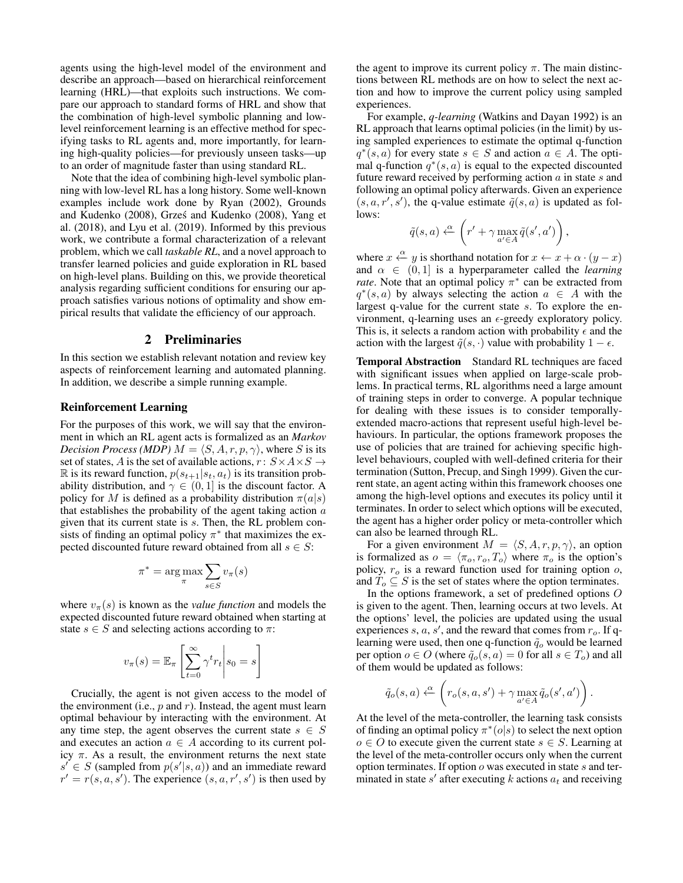agents using the high-level model of the environment and describe an approach—based on hierarchical reinforcement learning (HRL)—that exploits such instructions. We compare our approach to standard forms of HRL and show that the combination of high-level symbolic planning and low-level reinforcement learning is an effective method for specifying tasks to RL agents and, more importantly, for learning high-quality policies—for previously unseen tasks—up to an order of magnitude faster than using standard RL.

Note that the idea of combining high-level symbolic planning with low-level RL has a long history. Some well-known examples include work done by Ryan (2002), Grounds and Kudenko (2008), Grześ and Kudenko (2008), Yang et al. (2018), and Lyu et al. (2019). Informed by this previous work, we contribute a formal characterization of a relevant problem, which we call *taskable RL*, and a novel approach to transfer learned policies and guide exploration in RL based on high-level plans. Building on this, we provide theoretical analysis regarding sufficient conditions for ensuring our approach satisfies various notions of optimality and show empirical results that validate the efficiency of our approach.

## 2 Preliminaries

In this section we establish relevant notation and review key aspects of reinforcement learning and automated planning. In addition, we describe a simple running example.

### Reinforcement Learning

For the purposes of this work, we will say that the environment in which an RL agent acts is formalized as an *Markov Decision Process (MDP)* $M = \langle S, A, r, p, \gamma \rangle$, where $S$ is its set of states, $A$ is the set of available actions, $r \colon S \times A \times S \to \mathbb{R}$ is its reward function, $p(s_{t+1}|s_t, a_t)$ is its transition probability distribution, and $\gamma \in (0, 1]$ is the discount factor. A policy for $M$ is defined as a probability distribution $\pi(a|s)$ that establishes the probability of the agent taking action $a$ given that its current state is $s$. Then, the RL problem consists of finding an optimal policy $\pi^*$ that maximizes the expected discounted future reward obtained from all $s \in S$:

$$\pi^* = \arg\max_{\pi} \sum_{s \in S} v_\pi(s)$$

where $v_\pi(s)$ is known as the *value function* and models the expected discounted future reward obtained when starting at state $s \in S$ and selecting actions according to $\pi$:

$$v_\pi(s) = \mathbb{E}_\pi \left[ \sum_{t=0}^{\infty} \gamma^t r_t \middle| s_0 = s \right]$$

Crucially, the agent is not given access to the model of the environment (i.e., $p$ and $r$). Instead, the agent must learn optimal behaviour by interacting with the environment. At any time step, the agent observes the current state $s \in S$ and executes an action $a \in A$ according to its current policy $\pi$. As a result, the environment returns the next state $s' \in S$ (sampled from $p(s'|s, a)$) and an immediate reward $r' = r(s, a, s')$. The experience $(s, a, r', s')$ is then used by the agent to improve its current policy $\pi$. The main distinctions between RL methods are on how to select the next action and how to improve the current policy using sampled experiences.

For example, *q-learning* (Watkins and Dayan 1992) is an RL approach that learns optimal policies (in the limit) by using sampled experiences to estimate the optimal q-function $q^*(s, a)$ for every state $s \in S$ and action $a \in A$. The optimal q-function $q^*(s, a)$ is equal to the expected discounted future reward received by performing action $a$ in state $s$ and following an optimal policy afterwards. Given an experience $(s, a, r', s')$, the q-value estimate $\tilde{q}(s, a)$ is updated as follows:

$$\tilde{q}(s, a) \xleftarrow{\alpha} \left( r' + \gamma \max_{a' \in A} \tilde{q}(s', a') \right),$$

where $x \xleftarrow{\alpha} y$ is shorthand notation for $x \leftarrow x + \alpha \cdot (y - x)$ and $\alpha \in (0, 1]$ is a hyperparameter called the *learning rate*. Note that an optimal policy $\pi^*$ can be extracted from $q^*(s, a)$ by always selecting the action $a \in A$ with the largest q-value for the current state $s$. To explore the environment, q-learning uses an $\epsilon$-greedy exploratory policy. This is, it selects a random action with probability $\epsilon$ and the action with the largest $\tilde{q}(s, \cdot)$ value with probability $1 - \epsilon$.

**Temporal Abstraction** Standard RL techniques are faced with significant issues when applied on large-scale problems. In practical terms, RL algorithms need a large amount of training steps in order to converge. A popular technique for dealing with these issues is to consider temporally-extended macro-actions that represent useful high-level behaviours. In particular, the options framework proposes the use of policies that are trained for achieving specific high-level behaviours, coupled with well-defined criteria for their termination (Sutton, Precup, and Singh 1999). Given the current state, an agent acting within this framework chooses one among the high-level options and executes its policy until it terminates. In order to select which options will be executed, the agent has a higher order policy or meta-controller which can also be learned through RL.

For a given environment $M = \langle S, A, r, p, \gamma \rangle$, an option is formalized as $o = \langle \pi_o, r_o, T_o \rangle$ where $\pi_o$ is the option's policy, $r_o$ is a reward function used for training option $o$, and $T_o \subseteq S$ is the set of states where the option terminates.

In the options framework, a set of predefined options $O$ is given to the agent. Then, learning occurs at two levels. At the options' level, the policies are updated using the usual experiences $s$, $a$, $s'$, and the reward that comes from $r_o$. If q-learning were used, then one q-function $\tilde{q}_o$ would be learned per option $o \in O$ (where $\tilde{q}_o(s, a) = 0$ for all $s \in T_o$) and all of them would be updated as follows:

$$\tilde{q}_o(s, a) \xleftarrow{\alpha} \left( r_o(s, a, s') + \gamma \max_{a' \in A} \tilde{q}_o(s', a') \right).$$

At the level of the meta-controller, the learning task consists of finding an optimal policy $\pi^*(o|s)$ to select the next option $o \in O$ to execute given the current state $s \in S$. Learning at the level of the meta-controller occurs only when the current option terminates. If option $o$ was executed in state $s$ and terminated in state $s'$ after executing $k$ actions $a_t$ and receiving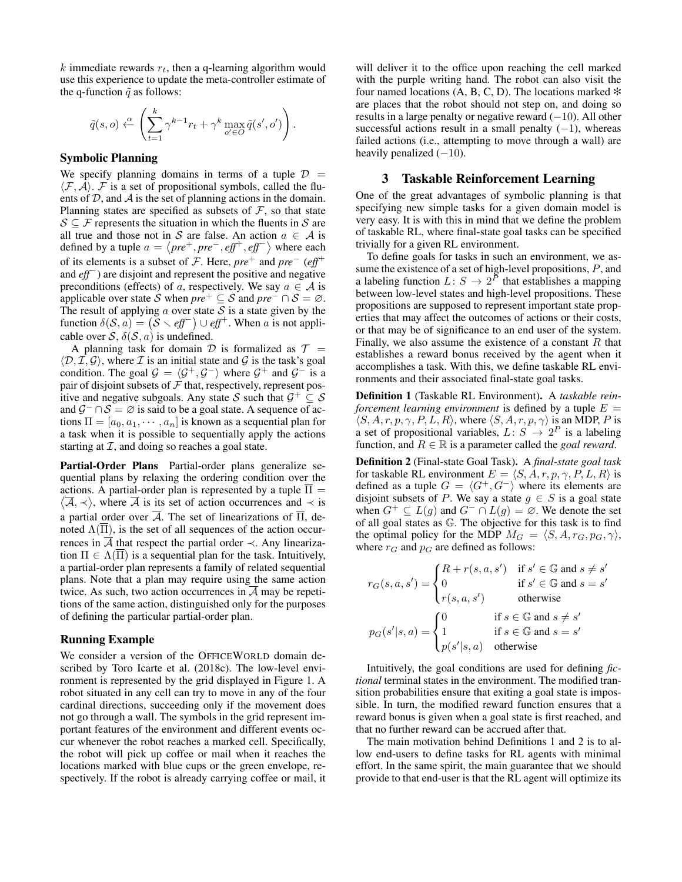$k$ immediate rewards $r_t$, then a q-learning algorithm would use this experience to update the meta-controller estimate of the q-function $\tilde{q}$ as follows:

$$\tilde{q}(s, o) \xleftarrow{\alpha} \left( \sum_{t=1}^{k} \gamma^{k-1} r_t + \gamma^k \max_{o' \in O} \tilde{q}(s', o') \right).$$

### Symbolic Planning

We specify planning domains in terms of a tuple $\mathcal{D} = \langle \mathcal{F}, \mathcal{A} \rangle$. $\mathcal{F}$ is a set of propositional symbols, called the fluents of $\mathcal{D}$, and $\mathcal{A}$ is the set of planning actions in the domain. Planning states are specified as subsets of $\mathcal{F}$, so that state $\mathcal{S} \subseteq \mathcal{F}$ represents the situation in which the fluents in $\mathcal{S}$ are all true and those not in $\mathcal{S}$ are false. An action $a \in \mathcal{A}$ is defined by a tuple $a = \langle pre^+, pre^-, eff^+, eff^- \rangle$ where each of its elements is a subset of $\mathcal{F}$. Here, $pre^+$ and $pre^-$ ($eff^+$ and $eff^-$) are disjoint and represent the positive and negative preconditions (effects) of $a$, respectively. We say $a \in \mathcal{A}$ is applicable over state $\mathcal{S}$ when $pre^+ \subseteq \mathcal{S}$ and $pre^- \cap \mathcal{S} = \varnothing$. The result of applying $a$ over state $\mathcal{S}$ is a state given by the function $\delta(\mathcal{S}, a) = \left(\mathcal{S} \setminus eff^-\right) \cup eff^+$. When $a$ is not applicable over $\mathcal{S}$, $\delta(\mathcal{S}, a)$ is undefined.

A planning task for domain $\mathcal{D}$ is formalized as $\mathcal{T} = \langle \mathcal{D}, \mathcal{I}, \mathcal{G} \rangle$, where $\mathcal{I}$ is an initial state and $\mathcal{G}$ is the task's goal condition. The goal $\mathcal{G} = \langle \mathcal{G}^+, \mathcal{G}^- \rangle$ where $\mathcal{G}^+$ and $\mathcal{G}^-$ is a pair of disjoint subsets of $\mathcal{F}$ that, respectively, represent positive and negative subgoals. Any state $\mathcal{S}$ such that $\mathcal{G}^+ \subseteq \mathcal{S}$ and $\mathcal{G}^- \cap \mathcal{S} = \varnothing$ is said to be a goal state. A sequence of actions $\Pi = [a_0, a_1, \cdots, a_n]$ is known as a sequential plan for a task when it is possible to sequentially apply the actions starting at $\mathcal{I}$, and doing so reaches a goal state.

**Partial-Order Plans** Partial-order plans generalize sequential plans by relaxing the ordering condition over the actions. A partial-order plan is represented by a tuple $\overline{\Pi} = \langle \overline{\mathcal{A}}, \prec \rangle$, where $\overline{\mathcal{A}}$ is its set of action occurrences and $\prec$ is a partial order over $\overline{\mathcal{A}}$. The set of linearizations of $\overline{\Pi}$, denoted $\Lambda(\overline{\Pi})$, is the set of all sequences of the action occurrences in $\overline{\mathcal{A}}$ that respect the partial order $\prec$. Any linearization $\Pi \in \Lambda(\overline{\Pi})$ is a sequential plan for the task. Intuitively, a partial-order plan represents a family of related sequential plans. Note that a plan may require using the same action twice. As such, two action occurrences in $\overline{\mathcal{A}}$ may be repetitions of the same action, distinguished only for the purposes of defining the particular partial-order plan.

### Running Example

We consider a version of the OFFICEWORLD domain described by Toro Icarte et al. (2018c). The low-level environment is represented by the grid displayed in Figure 1. A robot situated in any cell can try to move in any of the four cardinal directions, succeeding only if the movement does not go through a wall. The symbols in the grid represent important features of the environment and different events occur whenever the robot reaches a marked cell. Specifically, the robot will pick up coffee or mail when it reaches the locations marked with blue cups or the green envelope, respectively. If the robot is already carrying coffee or mail, it will deliver it to the office upon reaching the cell marked with the purple writing hand. The robot can also visit the four named locations (A, B, C, D). The locations marked ✻ are places that the robot should not step on, and doing so results in a large penalty or negative reward ($-10$). All other successful actions result in a small penalty ($-1$), whereas failed actions (i.e., attempting to move through a wall) are heavily penalized ($-10$).

## 3 Taskable Reinforcement Learning

One of the great advantages of symbolic planning is that specifying new simple tasks for a given domain model is very easy. It is with this in mind that we define the problem of taskable RL, where final-state goal tasks can be specified trivially for a given RL environment.

To define goals for tasks in such an environment, we assume the existence of a set of high-level propositions, $P$, and a labeling function $L\colon S \to 2^P$ that establishes a mapping between low-level states and high-level propositions. These propositions are supposed to represent important state properties that may affect the outcomes of actions or their costs, or that may be of significance to an end user of the system. Finally, we also assume the existence of a constant $R$ that establishes a reward bonus received by the agent when it accomplishes a task. With this, we define taskable RL environments and their associated final-state goal tasks.

**Definition 1** (Taskable RL Environment). A *taskable reinforcement learning environment* is defined by a tuple $E = \langle S, A, r, p, \gamma, P, L, R \rangle$, where $\langle S, A, r, p, \gamma \rangle$ is an MDP, $P$ is a set of propositional variables, $L\colon S \to 2^P$ is a labeling function, and $R \in \mathbb{R}$ is a parameter called the *goal reward.*

**Definition 2** (Final-state Goal Task). A *final-state goal task* for taskable RL environment $E = \langle S, A, r, p, \gamma, P, L, R \rangle$ is defined as a tuple $G = \langle G^+, G^- \rangle$ where its elements are disjoint subsets of $P$. We say a state $g \in S$ is a goal state when $G^+ \subseteq L(g)$ and $G^- \cap L(g) = \varnothing$. We denote the set of all goal states as $\mathbb{G}$. The objective for this task is to find the optimal policy for the MDP $M_G = \langle S, A, r_G, p_G, \gamma \rangle$, where $r_G$ and $p_G$ are defined as follows:

$$r_G(s, a, s') = \begin{cases} R + r(s, a, s') & \text{if } s' \in \mathbb{G} \text{ and } s \neq s' \\ 0 & \text{if } s' \in \mathbb{G} \text{ and } s = s' \\ r(s, a, s') & \text{otherwise} \end{cases}$$

$$p_G(s'|s, a) = \begin{cases} 0 & \text{if } s \in \mathbb{G} \text{ and } s \neq s' \\ 1 & \text{if } s \in \mathbb{G} \text{ and } s = s' \\ p(s'|s, a) & \text{otherwise} \end{cases}$$

Intuitively, the goal conditions are used for defining *fictional* terminal states in the environment. The modified transition probabilities ensure that exiting a goal state is impossible. In turn, the modified reward function ensures that a reward bonus is given when a goal state is first reached, and that no further reward can be accrued after that.

The main motivation behind Definitions 1 and 2 is to allow end-users to define tasks for RL agents with minimal effort. In the same spirit, the main guarantee that we should provide to that end-user is that the RL agent will optimize its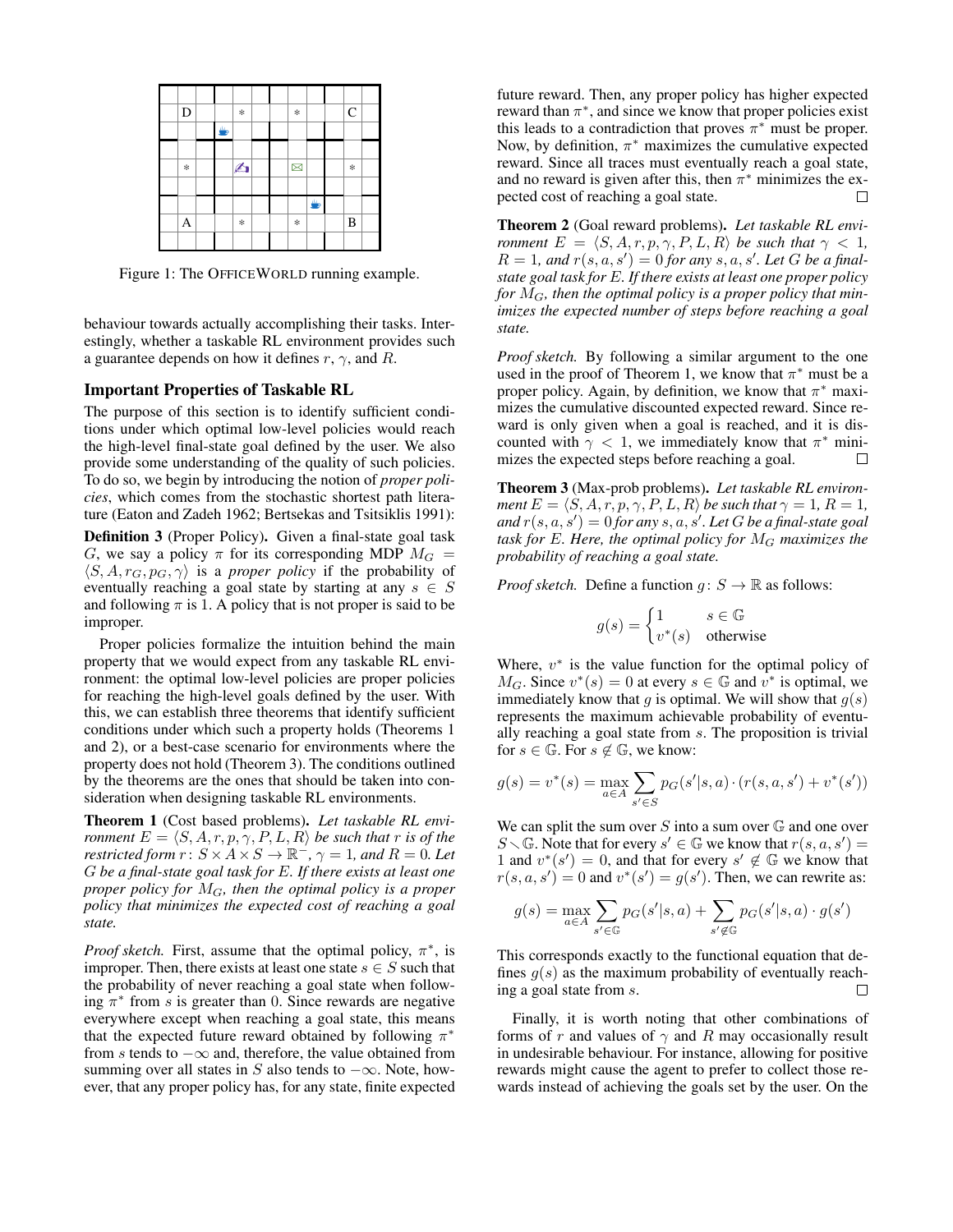Figure 1: The OFFICEWORLD running example.

behaviour towards actually accomplishing their tasks. Interestingly, whether a taskable RL environment provides such a guarantee depends on how it defines $r$, $\gamma$, and $R$.

## Important Properties of Taskable RL

The purpose of this section is to identify sufficient conditions under which optimal low-level policies would reach the high-level final-state goal defined by the user. We also provide some understanding of the quality of such policies. To do so, we begin by introducing the notion of *proper policies*, which comes from the stochastic shortest path literature (Eaton and Zadeh 1962; Bertsekas and Tsitsiklis 1991):

**Definition 3** (Proper Policy). Given a final-state goal task $G$, we say a policy $\pi$ for its corresponding MDP $M_G = \langle S, A, r_G, p_G, \gamma \rangle$ is a *proper policy* if the probability of eventually reaching a goal state by starting at any $s \in S$ and following $\pi$ is 1. A policy that is not proper is said to be improper.

Proper policies formalize the intuition behind the main property that we would expect from any taskable RL environment: the optimal low-level policies are proper policies for reaching the high-level goals defined by the user. With this, we can establish three theorems that identify sufficient conditions under which such a property holds (Theorems 1 and 2), or a best-case scenario for environments where the property does not hold (Theorem 3). The conditions outlined by the theorems are the ones that should be taken into consideration when designing taskable RL environments.

**Theorem 1** (Cost based problems). *Let taskable RL environment $E = \langle S, A, r, p, \gamma, P, L, R \rangle$ be such that $r$ is of the restricted form $r : S \times A \times S \to \mathbb{R}^-$, $\gamma = 1$, and $R = 0$. Let $G$ be a final-state goal task for $E$. If there exists at least one proper policy for $M_G$, then the optimal policy is a proper policy that minimizes the expected cost of reaching a goal state.*

*Proof sketch.* First, assume that the optimal policy, $\pi^*$, is improper. Then, there exists at least one state $s \in S$ such that the probability of never reaching a goal state when following $\pi^*$ from $s$ is greater than 0. Since rewards are negative everywhere except when reaching a goal state, this means that the expected future reward obtained by following $\pi^*$ from $s$ tends to $-\infty$ and, therefore, the value obtained from summing over all states in $S$ also tends to $-\infty$. Note, however, that any proper policy has, for any state, finite expected future reward. Then, any proper policy has higher expected reward than $\pi^*$, and since we know that proper policies exist this leads to a contradiction that proves $\pi^*$ must be proper. Now, by definition, $\pi^*$ maximizes the cumulative expected reward. Since all traces must eventually reach a goal state, and no reward is given after this, then $\pi^*$ minimizes the expected cost of reaching a goal state. □

**Theorem 2** (Goal reward problems). *Let taskable RL environment $E = \langle S, A, r, p, \gamma, P, L, R \rangle$ be such that $\gamma < 1$, $R = 1$, and $r(s, a, s') = 0$ for any $s, a, s'$. Let $G$ be a final-state goal task for $E$. If there exists at least one proper policy for $M_G$, then the optimal policy is a proper policy that minimizes the expected number of steps before reaching a goal state.*

*Proof sketch.* By following a similar argument to the one used in the proof of Theorem 1, we know that $\pi^*$ must be a proper policy. Again, by definition, we know that $\pi^*$ maximizes the cumulative discounted expected reward. Since reward is only given when a goal is reached, and it is discounted with $\gamma < 1$, we immediately know that $\pi^*$ minimizes the expected steps before reaching a goal. □

**Theorem 3** (Max-prob problems). *Let taskable RL environment $E = \langle S, A, r, p, \gamma, P, L, R \rangle$ be such that $\gamma = 1$, $R = 1$, and $r(s, a, s') = 0$ for any $s, a, s'$. Let $G$ be a final-state goal task for $E$. Here, the optimal policy for $M_G$ maximizes the probability of reaching a goal state.*

*Proof sketch.* Define a function $g : S \to \mathbb{R}$ as follows:

$$g(s) = \begin{cases} 1 & s \in \mathbb{G} \\ v^*(s) & \text{otherwise} \end{cases}$$

Where, $v^*$ is the value function for the optimal policy of $M_G$. Since $v^*(s) = 0$ at every $s \in \mathbb{G}$ and $v^*$ is optimal, we immediately know that $g$ is optimal. We will show that $g(s)$ represents the maximum achievable probability of eventually reaching a goal state from $s$. The proposition is trivial for $s \in \mathbb{G}$. For $s \notin \mathbb{G}$, we know:

$$g(s) = v^*(s) = \max_{a \in A} \sum_{s' \in S} p_G(s'|s, a) \cdot (r(s, a, s') + v^*(s'))$$

We can split the sum over $S$ into a sum over $\mathbb{G}$ and one over $S \setminus \mathbb{G}$. Note that for every $s' \in \mathbb{G}$ we know that $r(s, a, s') = 1$ and $v^*(s') = 0$, and that for every $s' \notin \mathbb{G}$ we know that $r(s, a, s') = 0$ and $v^*(s') = g(s')$. Then, we can rewrite as:

$$g(s) = \max_{a \in A} \sum_{s' \in \mathbb{G}} p_G(s'|s, a) + \sum_{s' \notin \mathbb{G}} p_G(s'|s, a) \cdot g(s')$$

This corresponds exactly to the functional equation that defines $g(s)$ as the maximum probability of eventually reaching a goal state from $s$. □

Finally, it is worth noting that other combinations of forms of $r$ and values of $\gamma$ and $R$ may occasionally result in undesirable behaviour. For instance, allowing for positive rewards might cause the agent to prefer to collect those rewards instead of achieving the goals set by the user. On the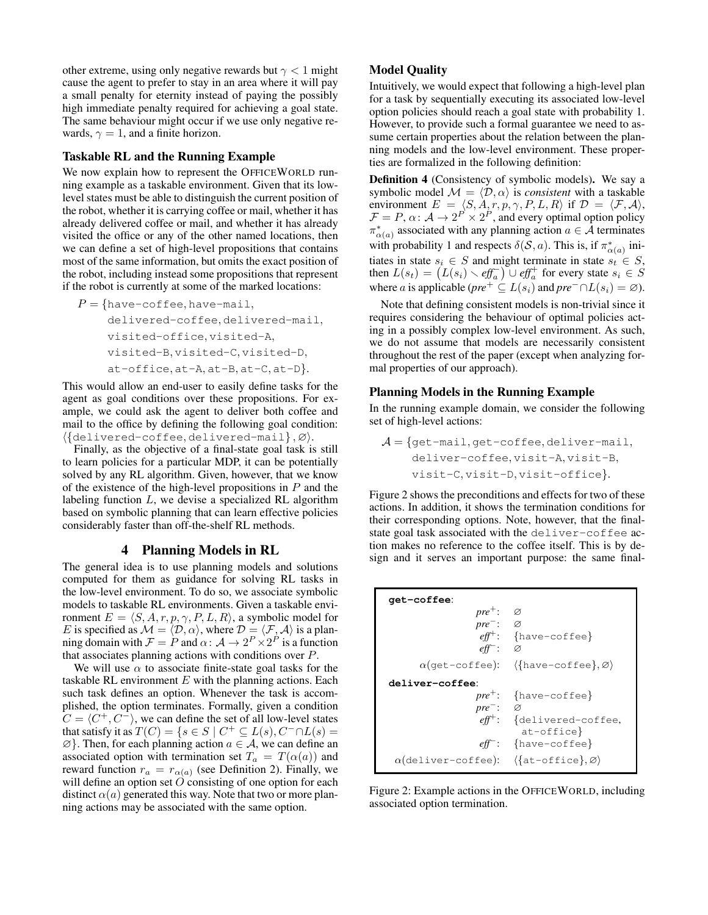other extreme, using only negative rewards but $\gamma < 1$ might cause the agent to prefer to stay in an area where it will pay a small penalty for eternity instead of paying the possibly high immediate penalty required for achieving a goal state. The same behaviour might occur if we use only negative rewards, $\gamma = 1$, and a finite horizon.

### Taskable RL and the Running Example

We now explain how to represent the OFFICEWORLD running example as a taskable environment. Given that its low-level states must be able to distinguish the current position of the robot, whether it is carrying coffee or mail, whether it has already delivered coffee or mail, and whether it has already visited the office or any of the other named locations, then we can define a set of high-level propositions that contains most of the same information, but omits the exact position of the robot, including instead some propositions that represent if the robot is currently at some of the marked locations:

$$P = \{\texttt{have-coffee}, \texttt{have-mail}, \texttt{delivered-coffee}, \texttt{delivered-mail}, \texttt{visited-office}, \texttt{visited-A}, \texttt{visited-B}, \texttt{visited-C}, \texttt{visited-D}, \texttt{at-office}, \texttt{at-A}, \texttt{at-B}, \texttt{at-C}, \texttt{at-D}\}.$$

This would allow an end-user to easily define tasks for the agent as goal conditions over these propositions. For example, we could ask the agent to deliver both coffee and mail to the office by defining the following goal condition: $\langle\{\texttt{delivered-coffee}, \texttt{delivered-mail}\}, \varnothing\rangle$.

Finally, as the objective of a final-state goal task is still to learn policies for a particular MDP, it can be potentially solved by any RL algorithm. Given, however, that we know of the existence of the high-level propositions in $P$ and the labeling function $L$, we devise a specialized RL algorithm based on symbolic planning that can learn effective policies considerably faster than off-the-shelf RL methods.

## 4 Planning Models in RL

The general idea is to use planning models and solutions computed for them as guidance for solving RL tasks in the low-level environment. To do so, we associate symbolic models to taskable RL environments. Given a taskable environment $E = \langle S, A, r, p, \gamma, P, L, R\rangle$, a symbolic model for $E$ is specified as $\mathcal{M} = \langle \mathcal{D}, \alpha\rangle$, where $\mathcal{D} = \langle \mathcal{F}, \mathcal{A}\rangle$ is a planning domain with $\mathcal{F} = P$ and $\alpha \colon \mathcal{A} \to 2^P \times 2^P$ is a function that associates planning actions with conditions over $P$.

We will use $\alpha$ to associate finite-state goal tasks for the taskable RL environment $E$ with the planning actions. Each such task defines an option. Whenever the task is accomplished, the option terminates. Formally, given a condition $C = \langle C^+, C^-\rangle$, we can define the set of all low-level states that satisfy it as $T(C) = \{s \in S \mid C^+ \subseteq L(s), C^- \cap L(s) = \varnothing\}$. Then, for each planning action $a \in \mathcal{A}$, we can define an associated option with termination set $T_a = T(\alpha(a))$ and reward function $r_a = r_{\alpha(a)}$ (see Definition 2). Finally, we will define an option set $O$ consisting of one option for each distinct $\alpha(a)$ generated this way. Note that two or more planning actions may be associated with the same option.

### Model Quality

Intuitively, we would expect that following a high-level plan for a task by sequentially executing its associated low-level option policies should reach a goal state with probability 1. However, to provide such a formal guarantee we need to assume certain properties about the relation between the planning models and the low-level environment. These properties are formalized in the following definition:

**Definition 4** (Consistency of symbolic models)**.** We say a symbolic model $\mathcal{M} = \langle \mathcal{D}, \alpha\rangle$ is *consistent* with a taskable environment $E = \langle S, A, r, p, \gamma, P, L, R\rangle$ if $\mathcal{D} = \langle \mathcal{F}, \mathcal{A}\rangle$, $\mathcal{F} = P$, $\alpha \colon \mathcal{A} \to 2^P \times 2^P$, and every optimal option policy $\pi^*_{\alpha(a)}$ associated with any planning action $a \in \mathcal{A}$ terminates with probability 1 and respects $\delta(\mathcal{S}, a)$. This is, if $\pi^*_{\alpha(a)}$ initiates in state $s_i \in S$ and might terminate in state $s_t \in S$, then $L(s_t) = \left(L(s_i) \smallsetminus \mathit{eff}^-_a\right) \cup \mathit{eff}^+_a$ for every state $s_i \in S$ where $a$ is applicable ($\mathit{pre}^+ \subseteq L(s_i)$ and $\mathit{pre}^- \cap L(s_i) = \varnothing$).

Note that defining consistent models is non-trivial since it requires considering the behaviour of optimal policies acting in a possibly complex low-level environment. As such, we do not assume that models are necessarily consistent throughout the rest of the paper (except when analyzing formal properties of our approach).

### Planning Models in the Running Example

In the running example domain, we consider the following set of high-level actions:

$$\mathcal{A} = \{\texttt{get-mail}, \texttt{get-coffee}, \texttt{deliver-mail}, \texttt{deliver-coffee}, \texttt{visit-A}, \texttt{visit-B}, \texttt{visit-C}, \texttt{visit-D}, \texttt{visit-office}\}.$$

Figure 2 shows the preconditions and effects for two of these actions. In addition, it shows the termination conditions for their corresponding options. Note, however, that the final-state goal task associated with the `deliver-coffee` action makes no reference to the coffee itself. This is by design and it serves an important purpose: the same final-

**get-coffee**:

| | |
|---|---|
| $\mathit{pre}^+$: | $\varnothing$ |
| $\mathit{pre}^-$: | $\varnothing$ |
| $\mathit{eff}^+$: | $\{\texttt{have-coffee}\}$ |
| $\mathit{eff}^-$: | $\varnothing$ |
| $\alpha(\texttt{get-coffee})$: | $\langle\{\texttt{have-coffee}\}, \varnothing\rangle$ |

**deliver-coffee**:

| | |
|---|---|
| $\mathit{pre}^+$: | $\{\texttt{have-coffee}\}$ |
| $\mathit{pre}^-$: | $\varnothing$ |
| $\mathit{eff}^+$: | $\{\texttt{delivered-coffee}, \texttt{at-office}\}$ |
| $\mathit{eff}^-$: | $\{\texttt{have-coffee}\}$ |
| $\alpha(\texttt{deliver-coffee})$: | $\langle\{\texttt{at-office}\}, \varnothing\rangle$ |

Figure 2: Example actions in the OFFICEWORLD, including associated option termination.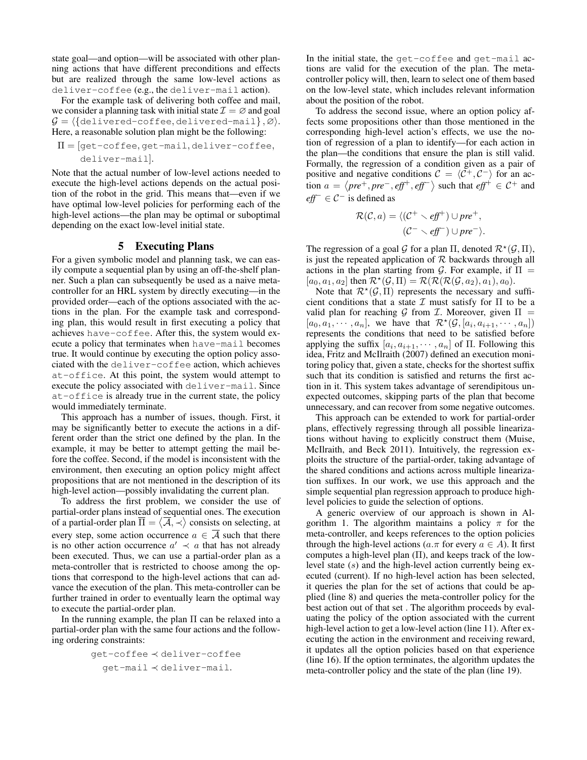state goal—and option—will be associated with other planning actions that have different preconditions and effects but are realized through the same low-level actions as deliver-coffee (e.g., the deliver-mail action).

For the example task of delivering both coffee and mail, we consider a planning task with initial state $\mathcal{I} = \varnothing$ and goal $\mathcal{G} = \langle\{\text{delivered-coffee}, \text{delivered-mail}\}, \varnothing\rangle$. Here, a reasonable solution plan might be the following:

$$\Pi = [\text{get-coffee}, \text{get-mail}, \text{deliver-coffee}, \text{deliver-mail}].$$

Note that the actual number of low-level actions needed to execute the high-level actions depends on the actual position of the robot in the grid. This means that—even if we have optimal low-level policies for performing each of the high-level actions—the plan may be optimal or suboptimal depending on the exact low-level initial state.

## 5 Executing Plans

For a given symbolic model and planning task, we can easily compute a sequential plan by using an off-the-shelf planner. Such a plan can subsequently be used as a naive meta-controller for an HRL system by directly executing—in the provided order—each of the options associated with the actions in the plan. For the example task and corresponding plan, this would result in first executing a policy that achieves have-coffee. After this, the system would execute a policy that terminates when have-mail becomes true. It would continue by executing the option policy associated with the deliver-coffee action, which achieves at-office. At this point, the system would attempt to execute the policy associated with deliver-mail. Since at-office is already true in the current state, the policy would immediately terminate.

This approach has a number of issues, though. First, it may be significantly better to execute the actions in a different order than the strict one defined by the plan. In the example, it may be better to attempt getting the mail before the coffee. Second, if the model is inconsistent with the environment, then executing an option policy might affect propositions that are not mentioned in the description of its high-level action—possibly invalidating the current plan.

To address the first problem, we consider the use of partial-order plans instead of sequential ones. The execution of a partial-order plan $\overline{\Pi} = \langle \overline{\mathcal{A}}, \prec \rangle$ consists on selecting, at every step, some action occurrence $a \in \overline{\mathcal{A}}$ such that there is no other action occurrence $a' \prec a$ that has not already been executed. Thus, we can use a partial-order plan as a meta-controller that is restricted to choose among the options that correspond to the high-level actions that can advance the execution of the plan. This meta-controller can be further trained in order to eventually learn the optimal way to execute the partial-order plan.

In the running example, the plan $\Pi$ can be relaxed into a partial-order plan with the same four actions and the following ordering constraints:

$$\text{get-coffee} \prec \text{deliver-coffee}$$
$$\text{get-mail} \prec \text{deliver-mail}.$$

In the initial state, the get-coffee and get-mail actions are valid for the execution of the plan. The meta-controller policy will, then, learn to select one of them based on the low-level state, which includes relevant information about the position of the robot.

To address the second issue, where an option policy affects some propositions other than those mentioned in the corresponding high-level action's effects, we use the notion of regression of a plan to identify—for each action in the plan—the conditions that ensure the plan is still valid. Formally, the regression of a condition given as a pair of positive and negative conditions $\mathcal{C} = \langle \mathcal{C}^+, \mathcal{C}^- \rangle$ for an action $a = \langle pre^+, pre^-, eff^+, eff^- \rangle$ such that $eff^+ \in \mathcal{C}^+$ and $eff^- \in \mathcal{C}^-$ is defined as

$$\mathcal{R}(\mathcal{C}, a) = \langle (\mathcal{C}^+ \smallsetminus eff^+) \cup pre^+, \\ (\mathcal{C}^- \smallsetminus eff^-) \cup pre^- \rangle.$$

The regression of a goal $\mathcal{G}$ for a plan $\Pi$, denoted $\mathcal{R}^\star(\mathcal{G}, \Pi)$, is just the repeated application of $\mathcal{R}$ backwards through all actions in the plan starting from $\mathcal{G}$. For example, if $\Pi = [a_0, a_1, a_2]$ then $\mathcal{R}^\star(\mathcal{G}, \Pi) = \mathcal{R}(\mathcal{R}(\mathcal{R}(\mathcal{G}, a_2), a_1), a_0)$.

Note that $\mathcal{R}^\star(\mathcal{G}, \Pi)$ represents the necessary and sufficient conditions that a state $\mathcal{I}$ must satisfy for $\Pi$ to be a valid plan for reaching $\mathcal{G}$ from $\mathcal{I}$. Moreover, given $\Pi = [a_0, a_1, \cdots, a_n]$, we have that $\mathcal{R}^\star(\mathcal{G}, [a_i, a_{i+1}, \cdots, a_n])$ represents the conditions that need to be satisfied before applying the suffix $[a_i, a_{i+1}, \cdots, a_n]$ of $\Pi$. Following this idea, Fritz and McIlraith (2007) defined an execution monitoring policy that, given a state, checks for the shortest suffix such that its condition is satisfied and returns the first action in it. This system takes advantage of serendipitous unexpected outcomes, skipping parts of the plan that become unnecessary, and can recover from some negative outcomes.

This approach can be extended to work for partial-order plans, effectively regressing through all possible linearizations without having to explicitly construct them (Muise, McIlraith, and Beck 2011). Intuitively, the regression exploits the structure of the partial-order, taking advantage of the shared conditions and actions across multiple linearization suffixes. In our work, we use this approach and the simple sequential plan regression approach to produce high-level policies to guide the selection of options.

A generic overview of our approach is shown in Algorithm 1. The algorithm maintains a policy $\pi$ for the meta-controller, and keeps references to the option policies through the high-level actions ($a.\pi$ for every $a \in A$). It first computes a high-level plan ($\Pi$), and keeps track of the low-level state ($s$) and the high-level action currently being executed (current). If no high-level action has been selected, it queries the plan for the set of actions that could be applied (line 8) and queries the meta-controller policy for the best action out of that set . The algorithm proceeds by evaluating the policy of the option associated with the current high-level action to get a low-level action (line 11). After executing the action in the environment and receiving reward, it updates all the option policies based on that experience (line 16). If the option terminates, the algorithm updates the meta-controller policy and the state of the plan (line 19).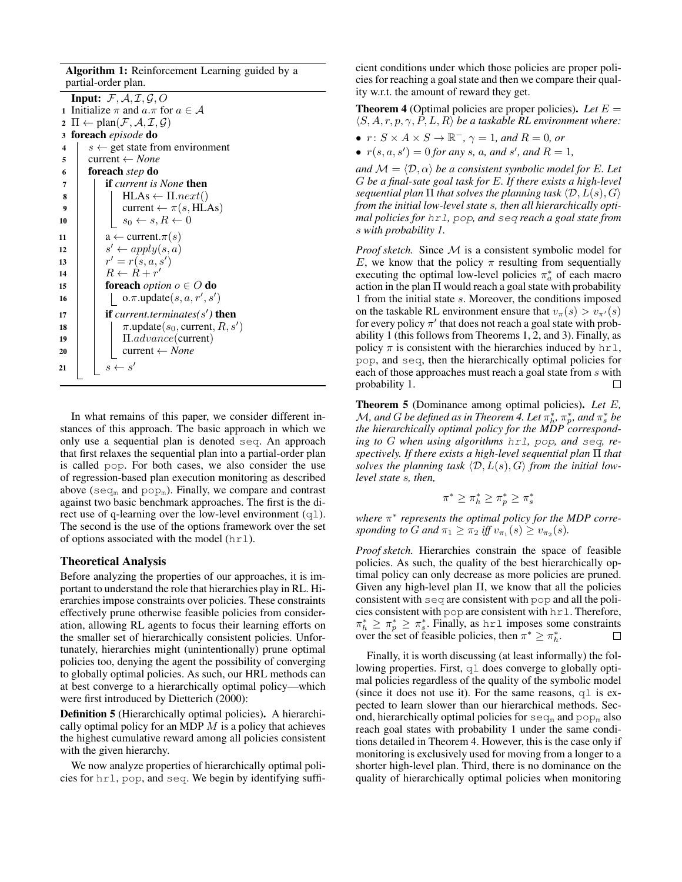**Algorithm 1:** Reinforcement Learning guided by a partial-order plan.

```
Input: F, A, I, G, O
1  Initialize π and a.π for a ∈ A
2  Π ← plan(F, A, I, G)
3  foreach episode do
4      s ← get state from environment
5      current ← None
6      foreach step do
7          if current is None then
8              HLAs ← Π.next()
9              current ← π(s, HLAs)
10             s0 ← s, R ← 0
11         a ← current.π(s)
12         s' ← apply(s, a)
13         r' = r(s, a, s')
14         R ← R + r'
15         foreach option o ∈ O do
16             o.π.update(s, a, r', s')
17         if current.terminates(s') then
18             π.update(s0, current, R, s')
19             Π.advance(current)
20             current ← None
21         s ← s'
```

In what remains of this paper, we consider different instances of this approach. The basic approach in which we only use a sequential plan is denoted seq. An approach that first relaxes the sequential plan into a partial-order plan is called pop. For both cases, we also consider the use of regression-based plan execution monitoring as described above ($\text{seq}_\text{m}$ and $\text{pop}_\text{m}$). Finally, we compare and contrast against two basic benchmark approaches. The first is the direct use of q-learning over the low-level environment (ql). The second is the use of the options framework over the set of options associated with the model (hrl).

## Theoretical Analysis

Before analyzing the properties of our approaches, it is important to understand the role that hierarchies play in RL. Hierarchies impose constraints over policies. These constraints effectively prune otherwise feasible policies from consideration, allowing RL agents to focus their learning efforts on the smaller set of hierarchically consistent policies. Unfortunately, hierarchies might (unintentionally) prune optimal policies too, denying the agent the possibility of converging to globally optimal policies. As such, our HRL methods can at best converge to a hierarchically optimal policy—which were first introduced by Dietterich (2000):

**Definition 5** (Hierarchically optimal policies)**.** A hierarchically optimal policy for an MDP $M$ is a policy that achieves the highest cumulative reward among all policies consistent with the given hierarchy.

We now analyze properties of hierarchically optimal policies for hrl, pop, and seq. We begin by identifying sufficient conditions under which those policies are proper policies for reaching a goal state and then we compare their quality w.r.t. the amount of reward they get.

**Theorem 4** (Optimal policies are proper policies)**.** *Let $E = \langle S, A, r, p, \gamma, P, L, R \rangle$ be a taskable RL environment where:*

- *$r\colon S \times A \times S \to \mathbb{R}^-$, $\gamma = 1$, and $R = 0$, or*
- *$r(s, a, s') = 0$ for any $s$, $a$, and $s'$, and $R = 1$,*

*and $\mathcal{M} = \langle \mathcal{D}, \alpha \rangle$ be a consistent symbolic model for $E$. Let $G$ be a final-sate goal task for $E$. If there exists a high-level sequential plan $\Pi$ that solves the planning task $\langle \mathcal{D}, L(s), G \rangle$ from the initial low-level state $s$, then all hierarchically optimal policies for hrl, pop, and seq reach a goal state from $s$ with probability 1.*

*Proof sketch.* Since $\mathcal{M}$ is a consistent symbolic model for $E$, we know that the policy $\pi$ resulting from sequentially executing the optimal low-level policies $\pi_a^*$ of each macro action in the plan $\Pi$ would reach a goal state with probability 1 from the initial state $s$. Moreover, the conditions imposed on the taskable RL environment ensure that $v_\pi(s) > v_{\pi'}(s)$ for every policy $\pi'$ that does not reach a goal state with probability 1 (this follows from Theorems 1, 2, and 3). Finally, as policy $\pi$ is consistent with the hierarchies induced by hrl, pop, and seq, then the hierarchically optimal policies for each of those approaches must reach a goal state from $s$ with probability 1. □

**Theorem 5** (Dominance among optimal policies)**.** *Let $E$, $\mathcal{M}$, and $G$ be defined as in Theorem 4. Let $\pi_h^*$, $\pi_p^*$, and $\pi_s^*$ be the hierarchically optimal policy for the MDP corresponding to $G$ when using algorithms hrl, pop, and seq, respectively. If there exists a high-level sequential plan $\Pi$ that solves the planning task $\langle \mathcal{D}, L(s), G \rangle$ from the initial low-level state $s$, then,*

$$\pi^* \geq \pi_h^* \geq \pi_p^* \geq \pi_s^*$$

*where $\pi^*$ represents the optimal policy for the MDP corresponding to $G$ and $\pi_1 \geq \pi_2$ iff $v_{\pi_1}(s) \geq v_{\pi_2}(s)$.*

*Proof sketch.* Hierarchies constrain the space of feasible policies. As such, the quality of the best hierarchically optimal policy can only decrease as more policies are pruned. Given any high-level plan $\Pi$, we know that all the policies consistent with seq are consistent with pop and all the policies consistent with pop are consistent with hrl. Therefore, $\pi_h^* \geq \pi_p^* \geq \pi_s^*$. Finally, as hrl imposes some constraints over the set of feasible policies, then $\pi^* \geq \pi_h^*$. □

Finally, it is worth discussing (at least informally) the following properties. First, ql does converge to globally optimal policies regardless of the quality of the symbolic model (since it does not use it). For the same reasons, ql is expected to learn slower than our hierarchical methods. Second, hierarchically optimal policies for $\text{seq}_\text{m}$ and $\text{pop}_\text{m}$ also reach goal states with probability 1 under the same conditions detailed in Theorem 4. However, this is the case only if monitoring is exclusively used for moving from a longer to a shorter high-level plan. Third, there is no dominance on the quality of hierarchically optimal policies when monitoring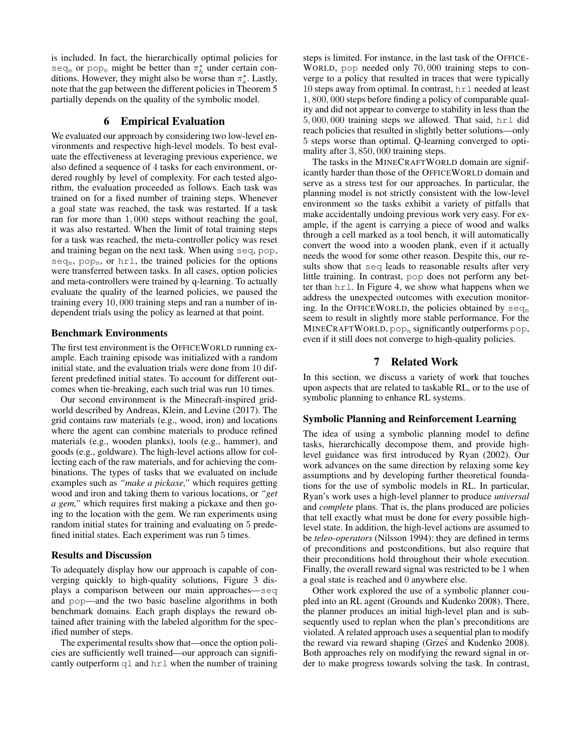is included. In fact, the hierarchically optimal policies for $\text{seq}_\text{m}$ or $\text{pop}_\text{m}$ might be better than $\pi_h^*$ under certain conditions. However, they might also be worse than $\pi_s^*$. Lastly, note that the gap between the different policies in Theorem 5 partially depends on the quality of the symbolic model.

## 6 Empirical Evaluation

We evaluated our approach by considering two low-level environments and respective high-level models. To best evaluate the effectiveness at leveraging previous experience, we also defined a sequence of 4 tasks for each environment, ordered roughly by level of complexity. For each tested algorithm, the evaluation proceeded as follows. Each task was trained on for a fixed number of training steps. Whenever a goal state was reached, the task was restarted. If a task ran for more than $1,000$ steps without reaching the goal, it was also restarted. When the limit of total training steps for a task was reached, the meta-controller policy was reset and training began on the next task. When using seq, pop, $\text{seq}_\text{m}$, $\text{pop}_\text{m}$, or hrl, the trained policies for the options were transferred between tasks. In all cases, option policies and meta-controllers were trained by q-learning. To actually evaluate the quality of the learned policies, we paused the training every $10,000$ training steps and ran a number of independent trials using the policy as learned at that point.

### Benchmark Environments

The first test environment is the OfficeWorld running example. Each training episode was initialized with a random initial state, and the evaluation trials were done from 10 different predefined initial states. To account for different outcomes when tie-breaking, each such trial was run 10 times.

Our second environment is the Minecraft-inspired gridworld described by Andreas, Klein, and Levine (2017). The grid contains raw materials (e.g., wood, iron) and locations where the agent can combine materials to produce refined materials (e.g., wooden planks), tools (e.g., hammer), and goods (e.g., goldware). The high-level actions allow for collecting each of the raw materials, and for achieving the combinations. The types of tasks that we evaluated on include examples such as *"make a pickaxe,"* which requires getting wood and iron and taking them to various locations, or *"get a gem,"* which requires first making a pickaxe and then going to the location with the gem. We ran experiments using random initial states for training and evaluating on 5 predefined initial states. Each experiment was run 5 times.

### Results and Discussion

To adequately display how our approach is capable of converging quickly to high-quality solutions, Figure 3 displays a comparison between our main approaches—seq and pop—and the two basic baseline algorithms in both benchmark domains. Each graph displays the reward obtained after training with the labeled algorithm for the specified number of steps.

The experimental results show that—once the option policies are sufficiently well trained—our approach can significantly outperform ql and hrl when the number of training steps is limited. For instance, in the last task of the OfficeWorld, pop needed only $70,000$ training steps to converge to a policy that resulted in traces that were typically 10 steps away from optimal. In contrast, hrl needed at least $1,800,000$ steps before finding a policy of comparable quality and did not appear to converge to stability in less than the $5,000,000$ training steps we allowed. That said, hrl did reach policies that resulted in slightly better solutions—only 5 steps worse than optimal. Q-learning converged to optimality after $3,850,000$ training steps.

The tasks in the MinecraftWorld domain are significantly harder than those of the OfficeWorld domain and serve as a stress test for our approaches. In particular, the planning model is not strictly consistent with the low-level environment so the tasks exhibit a variety of pitfalls that make accidentally undoing previous work very easy. For example, if the agent is carrying a piece of wood and walks through a cell marked as a tool bench, it will automatically convert the wood into a wooden plank, even if it actually needs the wood for some other reason. Despite this, our results show that seq leads to reasonable results after very little training. In contrast, pop does not perform any better than hrl. In Figure 4, we show what happens when we address the unexpected outcomes with execution monitoring. In the OfficeWorld, the policies obtained by $\text{seq}_\text{m}$ seem to result in slightly more stable performance. For the MinecraftWorld, $\text{pop}_\text{m}$ significantly outperforms pop, even if it still does not converge to high-quality policies.

## 7 Related Work

In this section, we discuss a variety of work that touches upon aspects that are related to taskable RL, or to the use of symbolic planning to enhance RL systems.

### Symbolic Planning and Reinforcement Learning

The idea of using a symbolic planning model to define tasks, hierarchically decompose them, and provide high-level guidance was first introduced by Ryan (2002). Our work advances on the same direction by relaxing some key assumptions and by developing further theoretical foundations for the use of symbolic models in RL. In particular, Ryan's work uses a high-level planner to produce *universal* and *complete* plans. That is, the plans produced are policies that tell exactly what must be done for every possible high-level state. In addition, the high-level actions are assumed to be *teleo-operators* (Nilsson 1994): they are defined in terms of preconditions and postconditions, but also require that their preconditions hold throughout their whole execution. Finally, the overall reward signal was restricted to be 1 when a goal state is reached and 0 anywhere else.

Other work explored the use of a symbolic planner coupled into an RL agent (Grounds and Kudenko 2008). There, the planner produces an initial high-level plan and is subsequently used to replan when the plan's preconditions are violated. A related approach uses a sequential plan to modify the reward via reward shaping (Grześ and Kudenko 2008). Both approaches rely on modifying the reward signal in order to make progress towards solving the task. In contrast,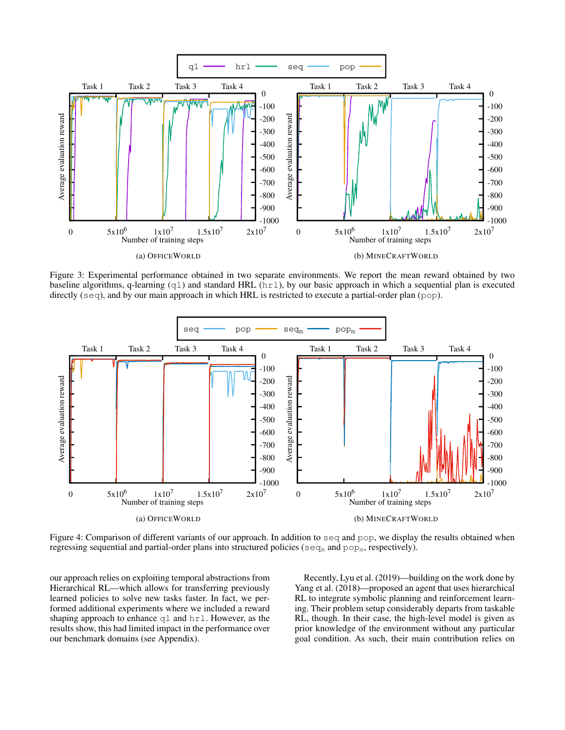Figure 3: Experimental performance obtained in two separate environments. We report the mean reward obtained by two baseline algorithms, q-learning (ql) and standard HRL (hrl), by our basic approach in which a sequential plan is executed directly (seq), and by our main approach in which HRL is restricted to execute a partial-order plan (pop).

Figure 4: Comparison of different variants of our approach. In addition to seq and pop, we display the results obtained when regressing sequential and partial-order plans into structured policies ($\text{seq}_\text{m}$ and $\text{pop}_\text{m}$, respectively).

our approach relies on exploiting temporal abstractions from Hierarchical RL—which allows for transferring previously learned policies to solve new tasks faster. In fact, we performed additional experiments where we included a reward shaping approach to enhance ql and hrl. However, as the results show, this had limited impact in the performance over our benchmark domains (see Appendix).

Recently, Lyu et al. (2019)—building on the work done by Yang et al. (2018)—proposed an agent that uses hierarchical RL to integrate symbolic planning and reinforcement learning. Their problem setup considerably departs from taskable RL, though. In their case, the high-level model is given as prior knowledge of the environment without any particular goal condition. As such, their main contribution relies on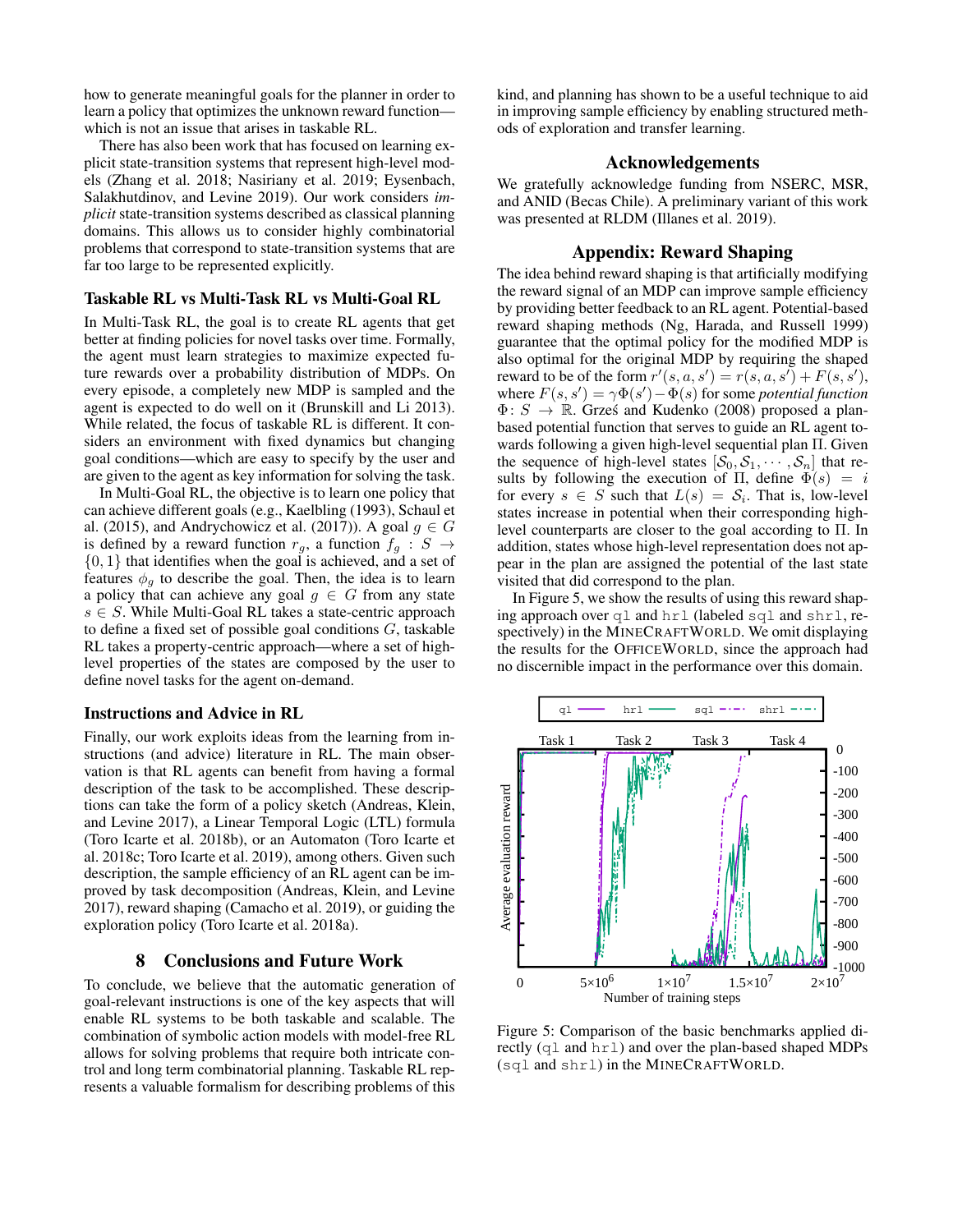how to generate meaningful goals for the planner in order to learn a policy that optimizes the unknown reward function—which is not an issue that arises in taskable RL.

There has also been work that has focused on learning explicit state-transition systems that represent high-level models (Zhang et al. 2018; Nasiriany et al. 2019; Eysenbach, Salakhutdinov, and Levine 2019). Our work considers *implicit* state-transition systems described as classical planning domains. This allows us to consider highly combinatorial problems that correspond to state-transition systems that are far too large to be represented explicitly.

### Taskable RL vs Multi-Task RL vs Multi-Goal RL

In Multi-Task RL, the goal is to create RL agents that get better at finding policies for novel tasks over time. Formally, the agent must learn strategies to maximize expected future rewards over a probability distribution of MDPs. On every episode, a completely new MDP is sampled and the agent is expected to do well on it (Brunskill and Li 2013). While related, the focus of taskable RL is different. It considers an environment with fixed dynamics but changing goal conditions—which are easy to specify by the user and are given to the agent as key information for solving the task.

In Multi-Goal RL, the objective is to learn one policy that can achieve different goals (e.g., Kaelbling (1993), Schaul et al. (2015), and Andrychowicz et al. (2017)). A goal $g \in G$ is defined by a reward function $r_g$, a function $f_g : S \rightarrow \{0, 1\}$ that identifies when the goal is achieved, and a set of features $\phi_g$ to describe the goal. Then, the idea is to learn a policy that can achieve any goal $g \in G$ from any state $s \in S$. While Multi-Goal RL takes a state-centric approach to define a fixed set of possible goal conditions $G$, taskable RL takes a property-centric approach—where a set of high-level properties of the states are composed by the user to define novel tasks for the agent on-demand.

### Instructions and Advice in RL

Finally, our work exploits ideas from the learning from instructions (and advice) literature in RL. The main observation is that RL agents can benefit from having a formal description of the task to be accomplished. These descriptions can take the form of a policy sketch (Andreas, Klein, and Levine 2017), a Linear Temporal Logic (LTL) formula (Toro Icarte et al. 2018b), or an Automaton (Toro Icarte et al. 2018c; Toro Icarte et al. 2019), among others. Given such description, the sample efficiency of an RL agent can be improved by task decomposition (Andreas, Klein, and Levine 2017), reward shaping (Camacho et al. 2019), or guiding the exploration policy (Toro Icarte et al. 2018a).

## 8 Conclusions and Future Work

To conclude, we believe that the automatic generation of goal-relevant instructions is one of the key aspects that will enable RL systems to be both taskable and scalable. The combination of symbolic action models with model-free RL allows for solving problems that require both intricate control and long term combinatorial planning. Taskable RL represents a valuable formalism for describing problems of this kind, and planning has shown to be a useful technique to aid in improving sample efficiency by enabling structured methods of exploration and transfer learning.

## Acknowledgements

We gratefully acknowledge funding from NSERC, MSR, and ANID (Becas Chile). A preliminary variant of this work was presented at RLDM (Illanes et al. 2019).

## Appendix: Reward Shaping

The idea behind reward shaping is that artificially modifying the reward signal of an MDP can improve sample efficiency by providing better feedback to an RL agent. Potential-based reward shaping methods (Ng, Harada, and Russell 1999) guarantee that the optimal policy for the modified MDP is also optimal for the original MDP by requiring the shaped reward to be of the form $r'(s, a, s') = r(s, a, s') + F(s, s')$, where $F(s, s') = \gamma\Phi(s') - \Phi(s)$ for some *potential function* $\Phi\colon S \rightarrow \mathbb{R}$. Grześ and Kudenko (2008) proposed a plan-based potential function that serves to guide an RL agent towards following a given high-level sequential plan $\Pi$. Given the sequence of high-level states $[\mathcal{S}_0, \mathcal{S}_1, \cdots, \mathcal{S}_n]$ that results by following the execution of $\Pi$, define $\Phi(s) = i$ for every $s \in S$ such that $L(s) = \mathcal{S}_i$. That is, low-level states increase in potential when their corresponding high-level counterparts are closer to the goal according to $\Pi$. In addition, states whose high-level representation does not appear in the plan are assigned the potential of the last state visited that did correspond to the plan.

In Figure 5, we show the results of using this reward shaping approach over `ql` and `hrl` (labeled `sql` and `shrl`, respectively) in the MINECRAFTWORLD. We omit displaying the results for the OFFICEWORLD, since the approach had no discernible impact in the performance over this domain.

Figure 5: Comparison of the basic benchmarks applied directly (`ql` and `hrl`) and over the plan-based shaped MDPs (`sql` and `shrl`) in the MINECRAFTWORLD.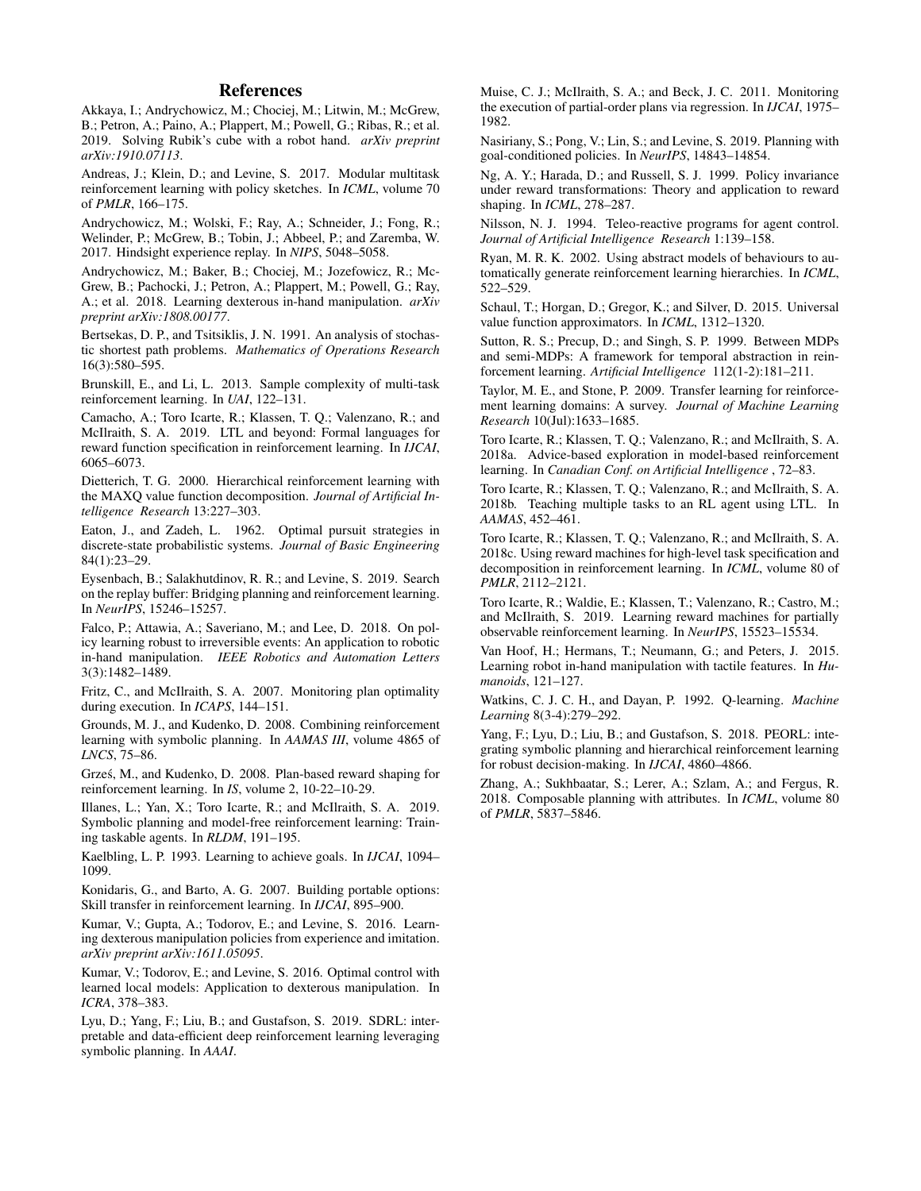## References

Akkaya, I.; Andrychowicz, M.; Chociej, M.; Litwin, M.; McGrew, B.; Petron, A.; Paino, A.; Plappert, M.; Powell, G.; Ribas, R.; et al. 2019. Solving Rubik's cube with a robot hand. *arXiv preprint arXiv:1910.07113*.

Andreas, J.; Klein, D.; and Levine, S. 2017. Modular multitask reinforcement learning with policy sketches. In *ICML*, volume 70 of *PMLR*, 166–175.

Andrychowicz, M.; Wolski, F.; Ray, A.; Schneider, J.; Fong, R.; Welinder, P.; McGrew, B.; Tobin, J.; Abbeel, P.; and Zaremba, W. 2017. Hindsight experience replay. In *NIPS*, 5048–5058.

Andrychowicz, M.; Baker, B.; Chociej, M.; Jozefowicz, R.; McGrew, B.; Pachocki, J.; Petron, A.; Plappert, M.; Powell, G.; Ray, A.; et al. 2018. Learning dexterous in-hand manipulation. *arXiv preprint arXiv:1808.00177*.

Bertsekas, D. P., and Tsitsiklis, J. N. 1991. An analysis of stochastic shortest path problems. *Mathematics of Operations Research* 16(3):580–595.

Brunskill, E., and Li, L. 2013. Sample complexity of multi-task reinforcement learning. In *UAI*, 122–131.

Camacho, A.; Toro Icarte, R.; Klassen, T. Q.; Valenzano, R.; and McIlraith, S. A. 2019. LTL and beyond: Formal languages for reward function specification in reinforcement learning. In *IJCAI*, 6065–6073.

Dietterich, T. G. 2000. Hierarchical reinforcement learning with the MAXQ value function decomposition. *Journal of Artificial Intelligence Research* 13:227–303.

Eaton, J., and Zadeh, L. 1962. Optimal pursuit strategies in discrete-state probabilistic systems. *Journal of Basic Engineering* 84(1):23–29.

Eysenbach, B.; Salakhutdinov, R. R.; and Levine, S. 2019. Search on the replay buffer: Bridging planning and reinforcement learning. In *NeurIPS*, 15246–15257.

Falco, P.; Attawia, A.; Saveriano, M.; and Lee, D. 2018. On policy learning robust to irreversible events: An application to robotic in-hand manipulation. *IEEE Robotics and Automation Letters* 3(3):1482–1489.

Fritz, C., and McIlraith, S. A. 2007. Monitoring plan optimality during execution. In *ICAPS*, 144–151.

Grounds, M. J., and Kudenko, D. 2008. Combining reinforcement learning with symbolic planning. In *AAMAS III*, volume 4865 of *LNCS*, 75–86.

Grześ, M., and Kudenko, D. 2008. Plan-based reward shaping for reinforcement learning. In *IS*, volume 2, 10-22–10-29.

Illanes, L.; Yan, X.; Toro Icarte, R.; and McIlraith, S. A. 2019. Symbolic planning and model-free reinforcement learning: Training taskable agents. In *RLDM*, 191–195.

Kaelbling, L. P. 1993. Learning to achieve goals. In *IJCAI*, 1094–1099.

Konidaris, G., and Barto, A. G. 2007. Building portable options: Skill transfer in reinforcement learning. In *IJCAI*, 895–900.

Kumar, V.; Gupta, A.; Todorov, E.; and Levine, S. 2016. Learning dexterous manipulation policies from experience and imitation. *arXiv preprint arXiv:1611.05095*.

Kumar, V.; Todorov, E.; and Levine, S. 2016. Optimal control with learned local models: Application to dexterous manipulation. In *ICRA*, 378–383.

Lyu, D.; Yang, F.; Liu, B.; and Gustafson, S. 2019. SDRL: interpretable and data-efficient deep reinforcement learning leveraging symbolic planning. In *AAAI*.

Muise, C. J.; McIlraith, S. A.; and Beck, J. C. 2011. Monitoring the execution of partial-order plans via regression. In *IJCAI*, 1975–1982.

Nasiriany, S.; Pong, V.; Lin, S.; and Levine, S. 2019. Planning with goal-conditioned policies. In *NeurIPS*, 14843–14854.

Ng, A. Y.; Harada, D.; and Russell, S. J. 1999. Policy invariance under reward transformations: Theory and application to reward shaping. In *ICML*, 278–287.

Nilsson, N. J. 1994. Teleo-reactive programs for agent control. *Journal of Artificial Intelligence Research* 1:139–158.

Ryan, M. R. K. 2002. Using abstract models of behaviours to automatically generate reinforcement learning hierarchies. In *ICML*, 522–529.

Schaul, T.; Horgan, D.; Gregor, K.; and Silver, D. 2015. Universal value function approximators. In *ICML*, 1312–1320.

Sutton, R. S.; Precup, D.; and Singh, S. P. 1999. Between MDPs and semi-MDPs: A framework for temporal abstraction in reinforcement learning. *Artificial Intelligence* 112(1-2):181–211.

Taylor, M. E., and Stone, P. 2009. Transfer learning for reinforcement learning domains: A survey. *Journal of Machine Learning Research* 10(Jul):1633–1685.

Toro Icarte, R.; Klassen, T. Q.; Valenzano, R.; and McIlraith, S. A. 2018a. Advice-based exploration in model-based reinforcement learning. In *Canadian Conf. on Artificial Intelligence* , 72–83.

Toro Icarte, R.; Klassen, T. Q.; Valenzano, R.; and McIlraith, S. A. 2018b. Teaching multiple tasks to an RL agent using LTL. In *AAMAS*, 452–461.

Toro Icarte, R.; Klassen, T. Q.; Valenzano, R.; and McIlraith, S. A. 2018c. Using reward machines for high-level task specification and decomposition in reinforcement learning. In *ICML*, volume 80 of *PMLR*, 2112–2121.

Toro Icarte, R.; Waldie, E.; Klassen, T.; Valenzano, R.; Castro, M.; and McIlraith, S. 2019. Learning reward machines for partially observable reinforcement learning. In *NeurIPS*, 15523–15534.

Van Hoof, H.; Hermans, T.; Neumann, G.; and Peters, J. 2015. Learning robot in-hand manipulation with tactile features. In *Humanoids*, 121–127.

Watkins, C. J. C. H., and Dayan, P. 1992. Q-learning. *Machine Learning* 8(3-4):279–292.

Yang, F.; Lyu, D.; Liu, B.; and Gustafson, S. 2018. PEORL: integrating symbolic planning and hierarchical reinforcement learning for robust decision-making. In *IJCAI*, 4860–4866.

Zhang, A.; Sukhbaatar, S.; Lerer, A.; Szlam, A.; and Fergus, R. 2018. Composable planning with attributes. In *ICML*, volume 80 of *PMLR*, 5837–5846.